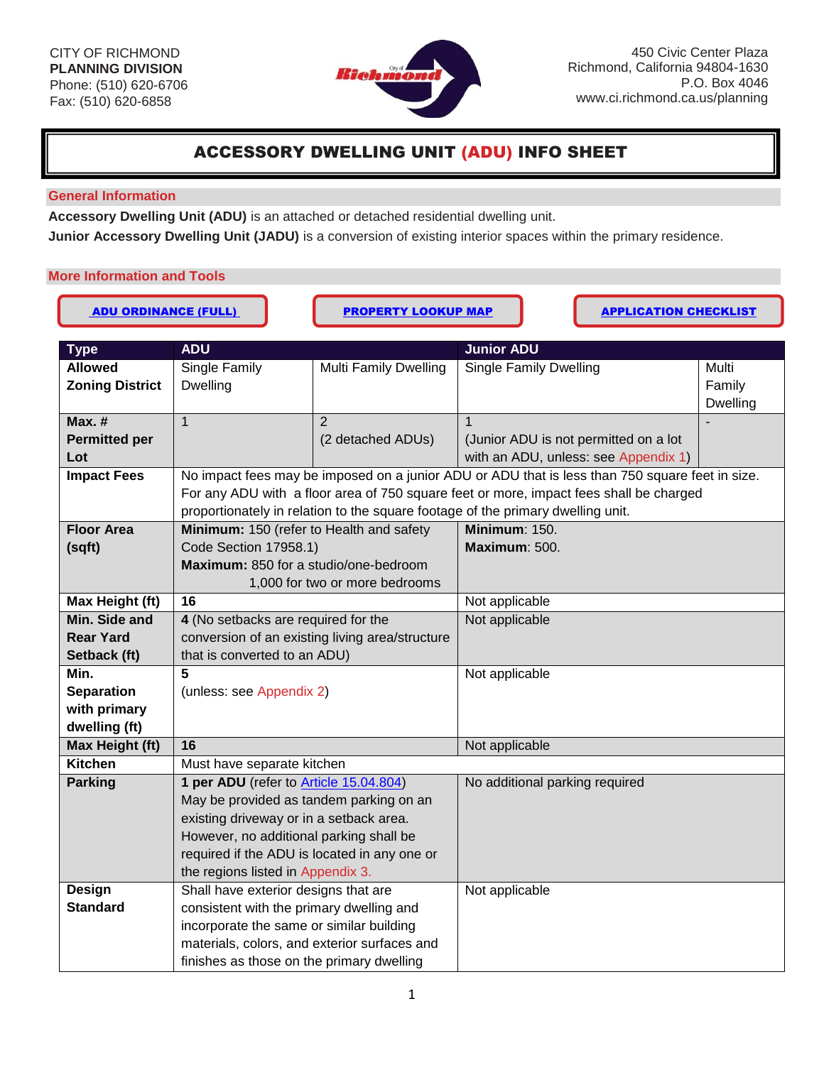CITY OF RICHMOND
**PLANNING DIVISION**
Phone: (510) 620-6706
Fax: (510) 620-6858

450 Civic Center Plaza
Richmond, California 94804-1630
P.O. Box 4046
www.ci.richmond.ca.us/planning

# ACCESSORY DWELLING UNIT (ADU) INFO SHEET

## General Information

**Accessory Dwelling Unit (ADU)** is an attached or detached residential dwelling unit.

**Junior Accessory Dwelling Unit (JADU)** is a conversion of existing interior spaces within the primary residence.

## More Information and Tools

[ADU ORDINANCE (FULL)] [PROPERTY LOOKUP MAP] [APPLICATION CHECKLIST]

| Type | ADU | | Junior ADU | |
|---|---|---|---|---|
| **Allowed Zoning District** | Single Family Dwelling | Multi Family Dwelling | Single Family Dwelling | Multi Family Dwelling |
| **Max. # Permitted per Lot** | 1 | 2 (2 detached ADUs) | 1 (Junior ADU is not permitted on a lot with an ADU, unless: see Appendix 1) | - |
| **Impact Fees** | No impact fees may be imposed on a junior ADU or ADU that is less than 750 square feet in size. For any ADU with a floor area of 750 square feet or more, impact fees shall be charged proportionately in relation to the square footage of the primary dwelling unit. | | | |
| **Floor Area (sqft)** | **Minimum:** 150 (refer to Health and safety Code Section 17958.1) **Maximum:** 850 for a studio/one-bedroom 1,000 for two or more bedrooms | | **Minimum**: 150. **Maximum**: 500. | |
| **Max Height (ft)** | **16** | | Not applicable | |
| **Min. Side and Rear Yard Setback (ft)** | **4** (No setbacks are required for the conversion of an existing living area/structure that is converted to an ADU) | | Not applicable | |
| **Min. Separation with primary dwelling (ft)** | **5** (unless: see Appendix 2) | | Not applicable | |
| **Max Height (ft)** | **16** | | Not applicable | |
| **Kitchen** | Must have separate kitchen | | | |
| **Parking** | **1 per ADU** (refer to Article 15.04.804) May be provided as tandem parking on an existing driveway or in a setback area. However, no additional parking shall be required if the ADU is located in any one or the regions listed in Appendix 3. | | No additional parking required | |
| **Design Standard** | Shall have exterior designs that are consistent with the primary dwelling and incorporate the same or similar building materials, colors, and exterior surfaces and finishes as those on the primary dwelling | | Not applicable | |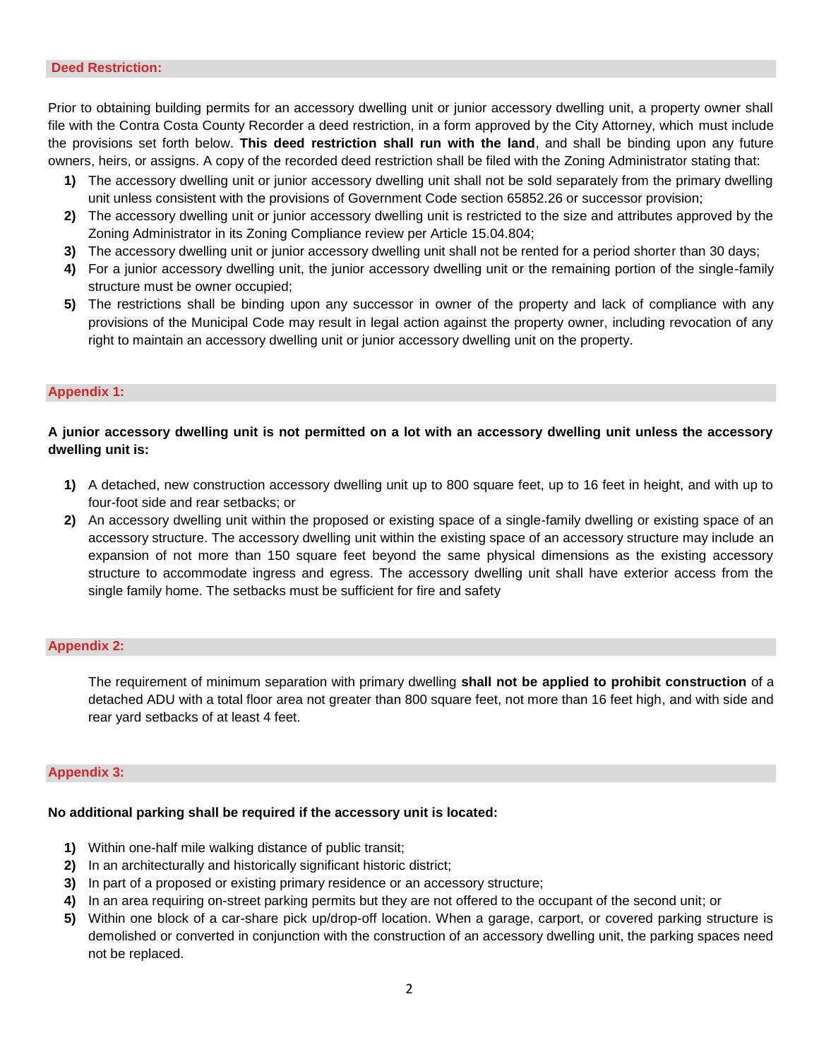## Deed Restriction:

Prior to obtaining building permits for an accessory dwelling unit or junior accessory dwelling unit, a property owner shall file with the Contra Costa County Recorder a deed restriction, in a form approved by the City Attorney, which must include the provisions set forth below. **This deed restriction shall run with the land**, and shall be binding upon any future owners, heirs, or assigns. A copy of the recorded deed restriction shall be filed with the Zoning Administrator stating that:

1) The accessory dwelling unit or junior accessory dwelling unit shall not be sold separately from the primary dwelling unit unless consistent with the provisions of Government Code section 65852.26 or successor provision;
2) The accessory dwelling unit or junior accessory dwelling unit is restricted to the size and attributes approved by the Zoning Administrator in its Zoning Compliance review per Article 15.04.804;
3) The accessory dwelling unit or junior accessory dwelling unit shall not be rented for a period shorter than 30 days;
4) For a junior accessory dwelling unit, the junior accessory dwelling unit or the remaining portion of the single-family structure must be owner occupied;
5) The restrictions shall be binding upon any successor in owner of the property and lack of compliance with any provisions of the Municipal Code may result in legal action against the property owner, including revocation of any right to maintain an accessory dwelling unit or junior accessory dwelling unit on the property.

## Appendix 1:

**A junior accessory dwelling unit is not permitted on a lot with an accessory dwelling unit unless the accessory dwelling unit is:**

1) A detached, new construction accessory dwelling unit up to 800 square feet, up to 16 feet in height, and with up to four-foot side and rear setbacks; or
2) An accessory dwelling unit within the proposed or existing space of a single-family dwelling or existing space of an accessory structure. The accessory dwelling unit within the existing space of an accessory structure may include an expansion of not more than 150 square feet beyond the same physical dimensions as the existing accessory structure to accommodate ingress and egress. The accessory dwelling unit shall have exterior access from the single family home. The setbacks must be sufficient for fire and safety

## Appendix 2:

The requirement of minimum separation with primary dwelling **shall not be applied to prohibit construction** of a detached ADU with a total floor area not greater than 800 square feet, not more than 16 feet high, and with side and rear yard setbacks of at least 4 feet.

## Appendix 3:

**No additional parking shall be required if the accessory unit is located:**

1) Within one-half mile walking distance of public transit;
2) In an architecturally and historically significant historic district;
3) In part of a proposed or existing primary residence or an accessory structure;
4) In an area requiring on-street parking permits but they are not offered to the occupant of the second unit; or
5) Within one block of a car-share pick up/drop-off location. When a garage, carport, or covered parking structure is demolished or converted in conjunction with the construction of an accessory dwelling unit, the parking spaces need not be replaced.